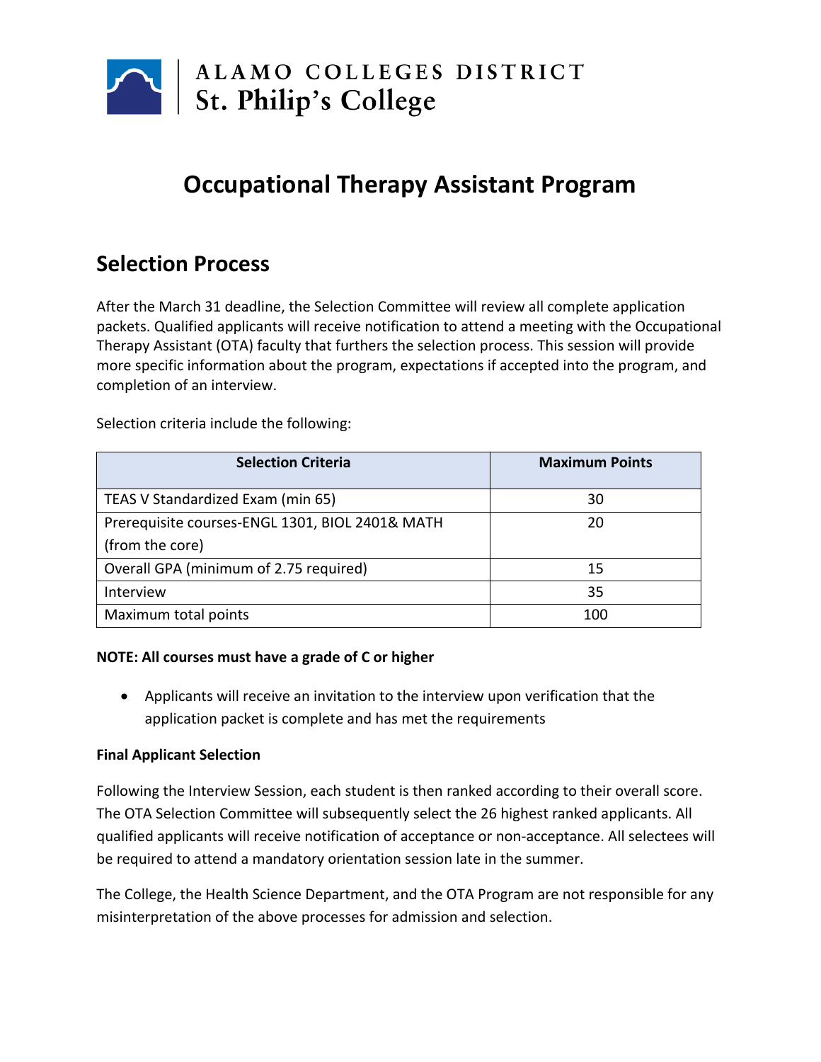ALAMO COLLEGES DISTRICT
St. Philip's College

# Occupational Therapy Assistant Program

## Selection Process

After the March 31 deadline, the Selection Committee will review all complete application packets. Qualified applicants will receive notification to attend a meeting with the Occupational Therapy Assistant (OTA) faculty that furthers the selection process. This session will provide more specific information about the program, expectations if accepted into the program, and completion of an interview.

Selection criteria include the following:

| Selection Criteria | Maximum Points |
|---|---|
| TEAS V Standardized Exam (min 65) | 30 |
| Prerequisite courses-ENGL 1301, BIOL 2401& MATH (from the core) | 20 |
| Overall GPA (minimum of 2.75 required) | 15 |
| Interview | 35 |
| Maximum total points | 100 |

**NOTE: All courses must have a grade of C or higher**

- Applicants will receive an invitation to the interview upon verification that the application packet is complete and has met the requirements

**Final Applicant Selection**

Following the Interview Session, each student is then ranked according to their overall score. The OTA Selection Committee will subsequently select the 26 highest ranked applicants. All qualified applicants will receive notification of acceptance or non-acceptance. All selectees will be required to attend a mandatory orientation session late in the summer.

The College, the Health Science Department, and the OTA Program are not responsible for any misinterpretation of the above processes for admission and selection.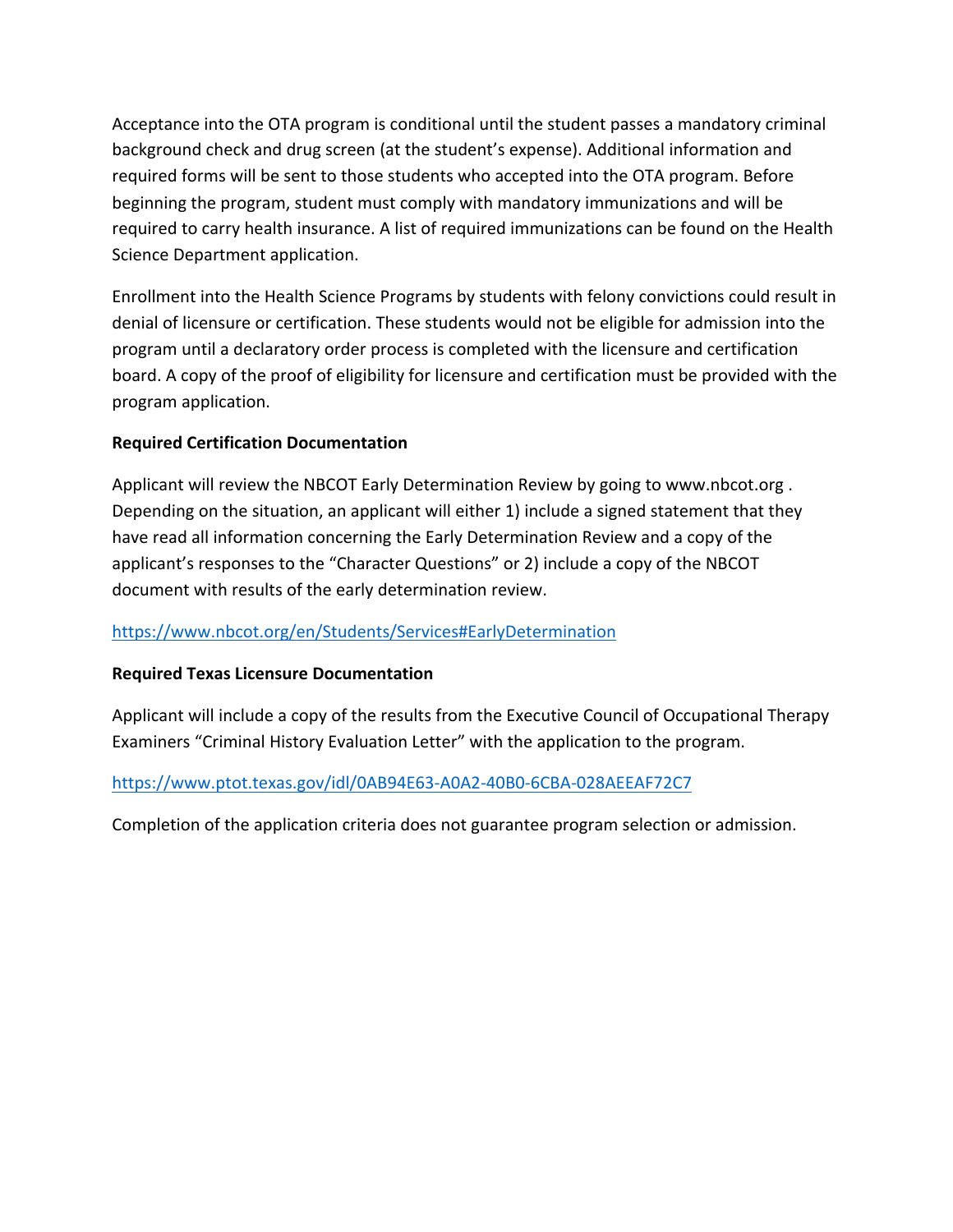Acceptance into the OTA program is conditional until the student passes a mandatory criminal background check and drug screen (at the student's expense). Additional information and required forms will be sent to those students who accepted into the OTA program. Before beginning the program, student must comply with mandatory immunizations and will be required to carry health insurance. A list of required immunizations can be found on the Health Science Department application.

Enrollment into the Health Science Programs by students with felony convictions could result in denial of licensure or certification. These students would not be eligible for admission into the program until a declaratory order process is completed with the licensure and certification board. A copy of the proof of eligibility for licensure and certification must be provided with the program application.

**Required Certification Documentation**

Applicant will review the NBCOT Early Determination Review by going to www.nbcot.org . Depending on the situation, an applicant will either 1) include a signed statement that they have read all information concerning the Early Determination Review and a copy of the applicant's responses to the "Character Questions" or 2) include a copy of the NBCOT document with results of the early determination review.

https://www.nbcot.org/en/Students/Services#EarlyDetermination

**Required Texas Licensure Documentation**

Applicant will include a copy of the results from the Executive Council of Occupational Therapy Examiners "Criminal History Evaluation Letter" with the application to the program.

https://www.ptot.texas.gov/idl/0AB94E63-A0A2-40B0-6CBA-028AEEAF72C7

Completion of the application criteria does not guarantee program selection or admission.